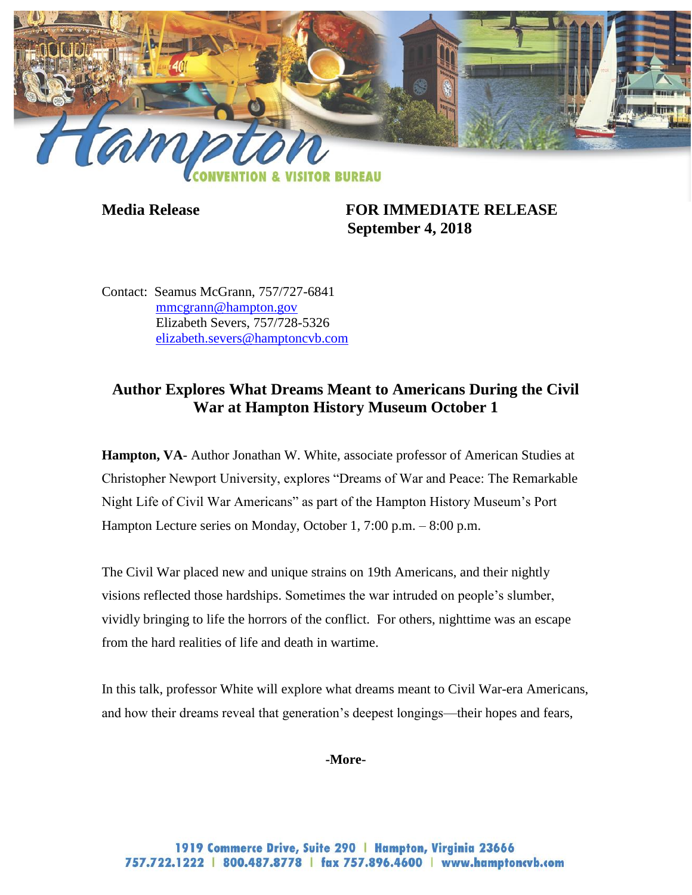**Media Release** **FOR IMMEDIATE RELEASE**
**September 4, 2018**

Contact: Seamus McGrann, 757/727-6841
mmcgrann@hampton.gov
Elizabeth Severs, 757/728-5326
elizabeth.severs@hamptoncvb.com

## Author Explores What Dreams Meant to Americans During the Civil War at Hampton History Museum October 1

**Hampton, VA**- Author Jonathan W. White, associate professor of American Studies at Christopher Newport University, explores "Dreams of War and Peace: The Remarkable Night Life of Civil War Americans" as part of the Hampton History Museum's Port Hampton Lecture series on Monday, October 1, 7:00 p.m. – 8:00 p.m.

The Civil War placed new and unique strains on 19th Americans, and their nightly visions reflected those hardships. Sometimes the war intruded on people's slumber, vividly bringing to life the horrors of the conflict. For others, nighttime was an escape from the hard realities of life and death in wartime.

In this talk, professor White will explore what dreams meant to Civil War-era Americans, and how their dreams reveal that generation's deepest longings—their hopes and fears,

**-More-**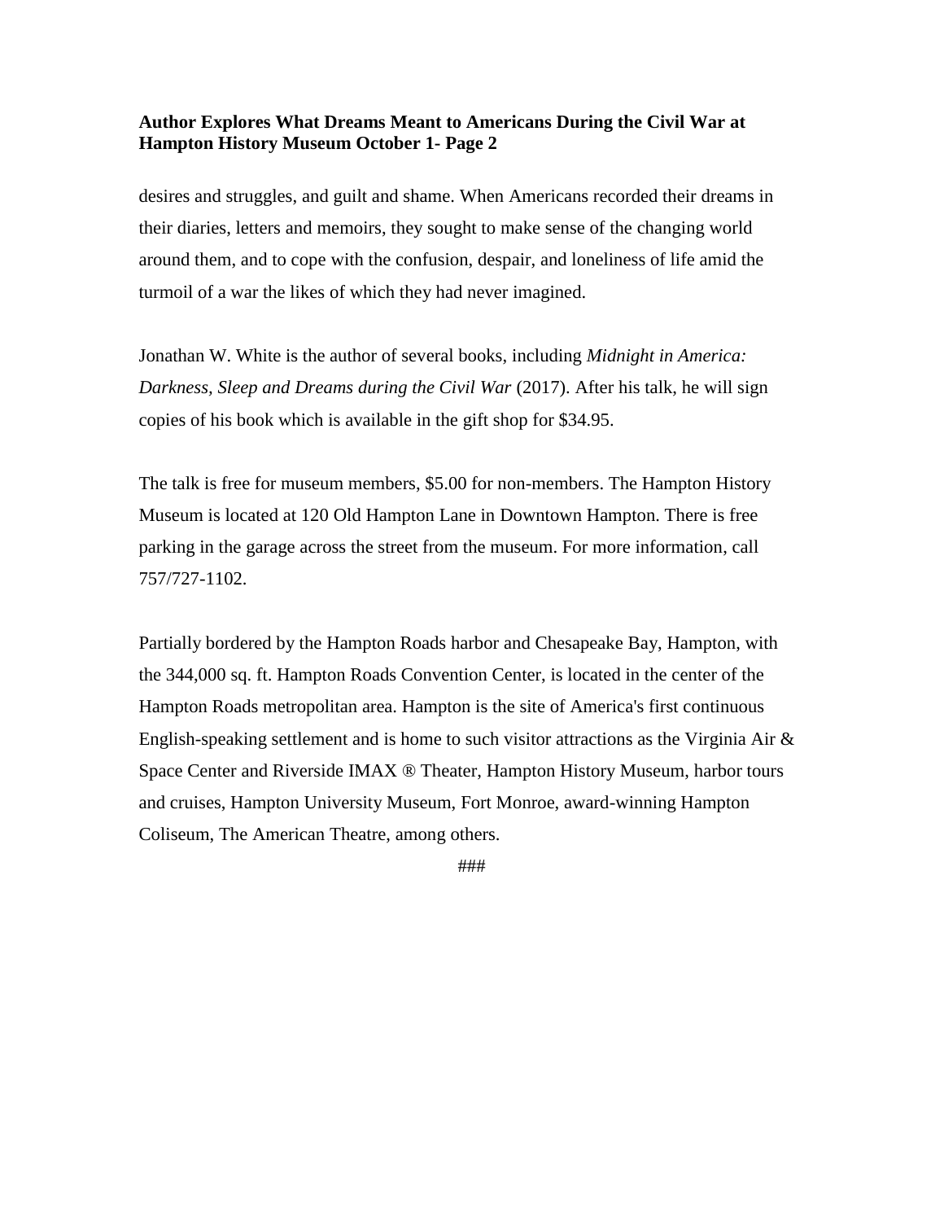desires and struggles, and guilt and shame. When Americans recorded their dreams in their diaries, letters and memoirs, they sought to make sense of the changing world around them, and to cope with the confusion, despair, and loneliness of life amid the turmoil of a war the likes of which they had never imagined.

Jonathan W. White is the author of several books, including *Midnight in America: Darkness, Sleep and Dreams during the Civil War* (2017). After his talk, he will sign copies of his book which is available in the gift shop for $34.95.

The talk is free for museum members, $5.00 for non-members. The Hampton History Museum is located at 120 Old Hampton Lane in Downtown Hampton. There is free parking in the garage across the street from the museum. For more information, call 757/727-1102.

Partially bordered by the Hampton Roads harbor and Chesapeake Bay, Hampton, with the 344,000 sq. ft. Hampton Roads Convention Center, is located in the center of the Hampton Roads metropolitan area. Hampton is the site of America's first continuous English-speaking settlement and is home to such visitor attractions as the Virginia Air & Space Center and Riverside IMAX ® Theater, Hampton History Museum, harbor tours and cruises, Hampton University Museum, Fort Monroe, award-winning Hampton Coliseum, The American Theatre, among others.

###